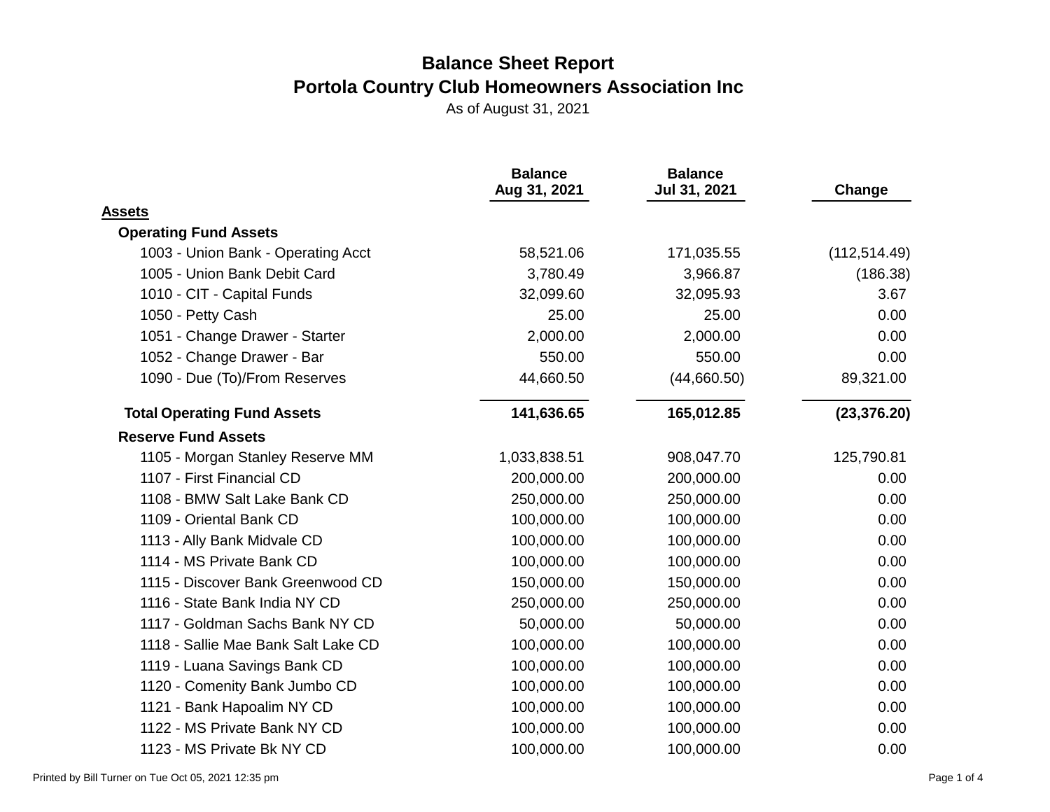# Balance Sheet Report

## Portola Country Club Homeowners Association Inc

As of August 31, 2021

| | Balance Aug 31, 2021 | Balance Jul 31, 2021 | Change |
|---|---|---|---|
| **Assets** | | | |
| **Operating Fund Assets** | | | |
| 1003 - Union Bank - Operating Acct | 58,521.06 | 171,035.55 | (112,514.49) |
| 1005 - Union Bank Debit Card | 3,780.49 | 3,966.87 | (186.38) |
| 1010 - CIT - Capital Funds | 32,099.60 | 32,095.93 | 3.67 |
| 1050 - Petty Cash | 25.00 | 25.00 | 0.00 |
| 1051 - Change Drawer - Starter | 2,000.00 | 2,000.00 | 0.00 |
| 1052 - Change Drawer - Bar | 550.00 | 550.00 | 0.00 |
| 1090 - Due (To)/From Reserves | 44,660.50 | (44,660.50) | 89,321.00 |
| **Total Operating Fund Assets** | **141,636.65** | **165,012.85** | **(23,376.20)** |
| **Reserve Fund Assets** | | | |
| 1105 - Morgan Stanley Reserve MM | 1,033,838.51 | 908,047.70 | 125,790.81 |
| 1107 - First Financial CD | 200,000.00 | 200,000.00 | 0.00 |
| 1108 - BMW Salt Lake Bank CD | 250,000.00 | 250,000.00 | 0.00 |
| 1109 - Oriental Bank CD | 100,000.00 | 100,000.00 | 0.00 |
| 1113 - Ally Bank Midvale CD | 100,000.00 | 100,000.00 | 0.00 |
| 1114 - MS Private Bank CD | 100,000.00 | 100,000.00 | 0.00 |
| 1115 - Discover Bank Greenwood CD | 150,000.00 | 150,000.00 | 0.00 |
| 1116 - State Bank India NY CD | 250,000.00 | 250,000.00 | 0.00 |
| 1117 - Goldman Sachs Bank NY CD | 50,000.00 | 50,000.00 | 0.00 |
| 1118 - Sallie Mae Bank Salt Lake CD | 100,000.00 | 100,000.00 | 0.00 |
| 1119 - Luana Savings Bank CD | 100,000.00 | 100,000.00 | 0.00 |
| 1120 - Comenity Bank Jumbo CD | 100,000.00 | 100,000.00 | 0.00 |
| 1121 - Bank Hapoalim NY CD | 100,000.00 | 100,000.00 | 0.00 |
| 1122 - MS Private Bank NY CD | 100,000.00 | 100,000.00 | 0.00 |
| 1123 - MS Private Bk NY CD | 100,000.00 | 100,000.00 | 0.00 |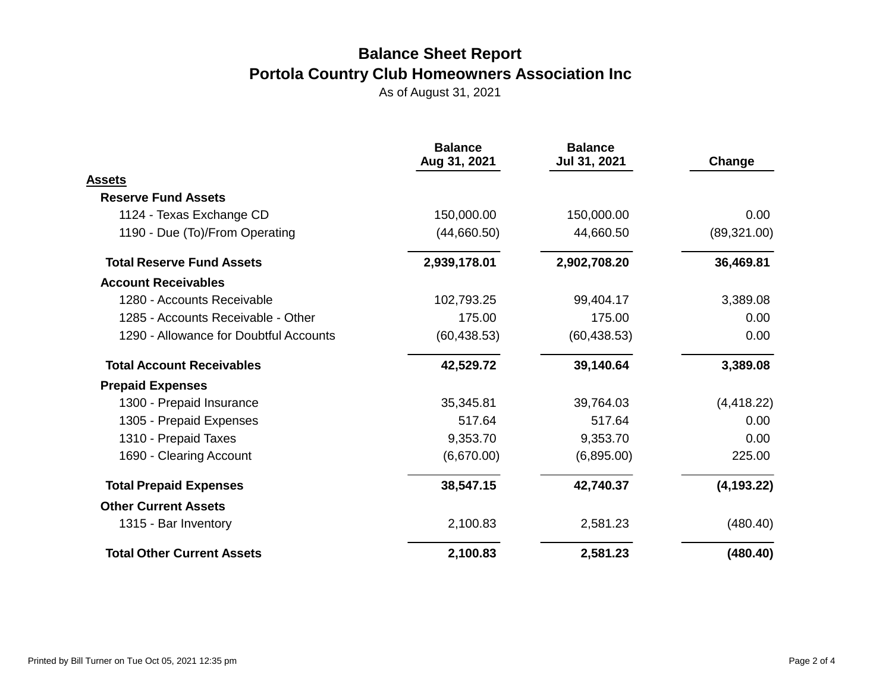# Balance Sheet Report

## Portola Country Club Homeowners Association Inc

As of August 31, 2021

| | Balance Aug 31, 2021 | Balance Jul 31, 2021 | Change |
|---|---|---|---|
| **Assets** | | | |
| **Reserve Fund Assets** | | | |
| 1124 - Texas Exchange CD | 150,000.00 | 150,000.00 | 0.00 |
| 1190 - Due (To)/From Operating | (44,660.50) | 44,660.50 | (89,321.00) |
| **Total Reserve Fund Assets** | **2,939,178.01** | **2,902,708.20** | **36,469.81** |
| **Account Receivables** | | | |
| 1280 - Accounts Receivable | 102,793.25 | 99,404.17 | 3,389.08 |
| 1285 - Accounts Receivable - Other | 175.00 | 175.00 | 0.00 |
| 1290 - Allowance for Doubtful Accounts | (60,438.53) | (60,438.53) | 0.00 |
| **Total Account Receivables** | **42,529.72** | **39,140.64** | **3,389.08** |
| **Prepaid Expenses** | | | |
| 1300 - Prepaid Insurance | 35,345.81 | 39,764.03 | (4,418.22) |
| 1305 - Prepaid Expenses | 517.64 | 517.64 | 0.00 |
| 1310 - Prepaid Taxes | 9,353.70 | 9,353.70 | 0.00 |
| 1690 - Clearing Account | (6,670.00) | (6,895.00) | 225.00 |
| **Total Prepaid Expenses** | **38,547.15** | **42,740.37** | **(4,193.22)** |
| **Other Current Assets** | | | |
| 1315 - Bar Inventory | 2,100.83 | 2,581.23 | (480.40) |
| **Total Other Current Assets** | **2,100.83** | **2,581.23** | **(480.40)** |

Printed by Bill Turner on Tue Oct 05, 2021 12:35 pm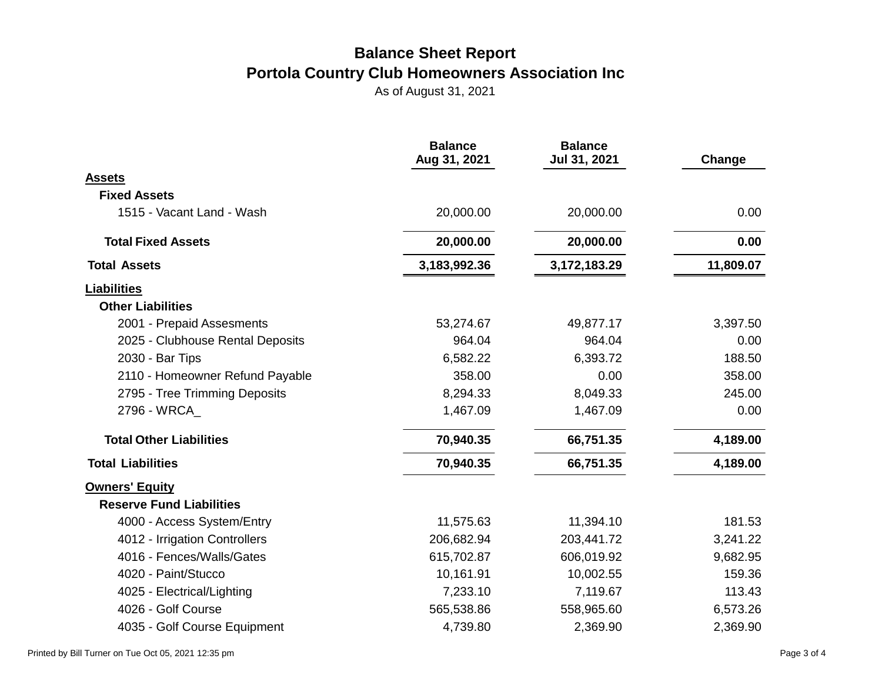# Balance Sheet Report

## Portola Country Club Homeowners Association Inc

As of August 31, 2021

| | Balance Aug 31, 2021 | Balance Jul 31, 2021 | Change |
|---|---|---|---|
| **Assets** | | | |
| **Fixed Assets** | | | |
| 1515 - Vacant Land - Wash | 20,000.00 | 20,000.00 | 0.00 |
| **Total Fixed Assets** | **20,000.00** | **20,000.00** | **0.00** |
| **Total Assets** | **3,183,992.36** | **3,172,183.29** | **11,809.07** |
| **Liabilities** | | | |
| **Other Liabilities** | | | |
| 2001 - Prepaid Assesments | 53,274.67 | 49,877.17 | 3,397.50 |
| 2025 - Clubhouse Rental Deposits | 964.04 | 964.04 | 0.00 |
| 2030 - Bar Tips | 6,582.22 | 6,393.72 | 188.50 |
| 2110 - Homeowner Refund Payable | 358.00 | 0.00 | 358.00 |
| 2795 - Tree Trimming Deposits | 8,294.33 | 8,049.33 | 245.00 |
| 2796 - WRCA_ | 1,467.09 | 1,467.09 | 0.00 |
| **Total Other Liabilities** | **70,940.35** | **66,751.35** | **4,189.00** |
| **Total Liabilities** | **70,940.35** | **66,751.35** | **4,189.00** |
| **Owners' Equity** | | | |
| **Reserve Fund Liabilities** | | | |
| 4000 - Access System/Entry | 11,575.63 | 11,394.10 | 181.53 |
| 4012 - Irrigation Controllers | 206,682.94 | 203,441.72 | 3,241.22 |
| 4016 - Fences/Walls/Gates | 615,702.87 | 606,019.92 | 9,682.95 |
| 4020 - Paint/Stucco | 10,161.91 | 10,002.55 | 159.36 |
| 4025 - Electrical/Lighting | 7,233.10 | 7,119.67 | 113.43 |
| 4026 - Golf Course | 565,538.86 | 558,965.60 | 6,573.26 |
| 4035 - Golf Course Equipment | 4,739.80 | 2,369.90 | 2,369.90 |

Printed by Bill Turner on Tue Oct 05, 2021 12:35 pm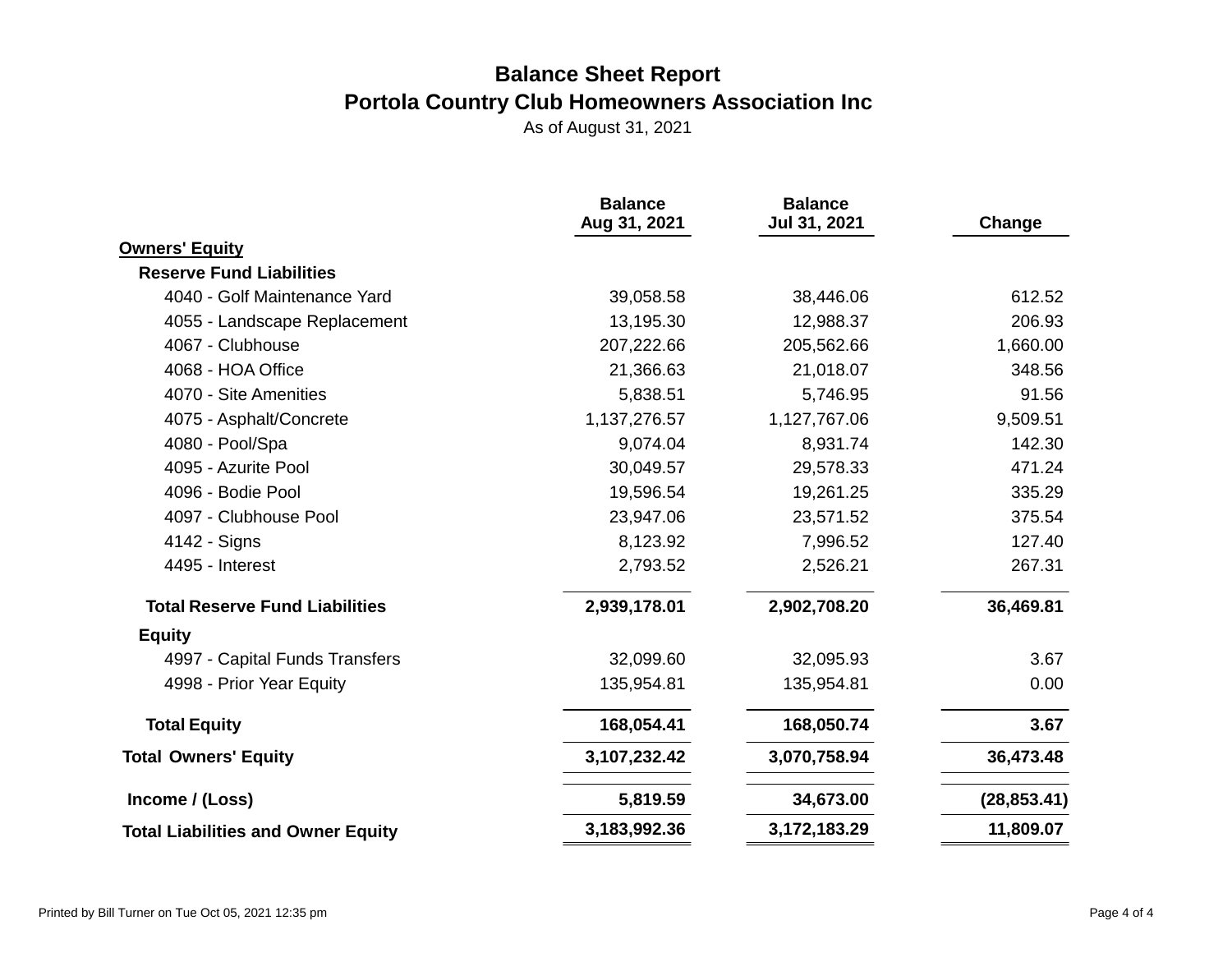# Balance Sheet Report

## Portola Country Club Homeowners Association Inc

As of August 31, 2021

| | Balance Aug 31, 2021 | Balance Jul 31, 2021 | Change |
|---|---|---|---|
| **Owners' Equity** | | | |
| **Reserve Fund Liabilities** | | | |
| 4040 - Golf Maintenance Yard | 39,058.58 | 38,446.06 | 612.52 |
| 4055 - Landscape Replacement | 13,195.30 | 12,988.37 | 206.93 |
| 4067 - Clubhouse | 207,222.66 | 205,562.66 | 1,660.00 |
| 4068 - HOA Office | 21,366.63 | 21,018.07 | 348.56 |
| 4070 - Site Amenities | 5,838.51 | 5,746.95 | 91.56 |
| 4075 - Asphalt/Concrete | 1,137,276.57 | 1,127,767.06 | 9,509.51 |
| 4080 - Pool/Spa | 9,074.04 | 8,931.74 | 142.30 |
| 4095 - Azurite Pool | 30,049.57 | 29,578.33 | 471.24 |
| 4096 - Bodie Pool | 19,596.54 | 19,261.25 | 335.29 |
| 4097 - Clubhouse Pool | 23,947.06 | 23,571.52 | 375.54 |
| 4142 - Signs | 8,123.92 | 7,996.52 | 127.40 |
| 4495 - Interest | 2,793.52 | 2,526.21 | 267.31 |
| **Total Reserve Fund Liabilities** | **2,939,178.01** | **2,902,708.20** | **36,469.81** |
| **Equity** | | | |
| 4997 - Capital Funds Transfers | 32,099.60 | 32,095.93 | 3.67 |
| 4998 - Prior Year Equity | 135,954.81 | 135,954.81 | 0.00 |
| **Total Equity** | **168,054.41** | **168,050.74** | **3.67** |
| **Total Owners' Equity** | **3,107,232.42** | **3,070,758.94** | **36,473.48** |
| **Income / (Loss)** | **5,819.59** | **34,673.00** | **(28,853.41)** |
| **Total Liabilities and Owner Equity** | **3,183,992.36** | **3,172,183.29** | **11,809.07** |

Printed by Bill Turner on Tue Oct 05, 2021 12:35 pm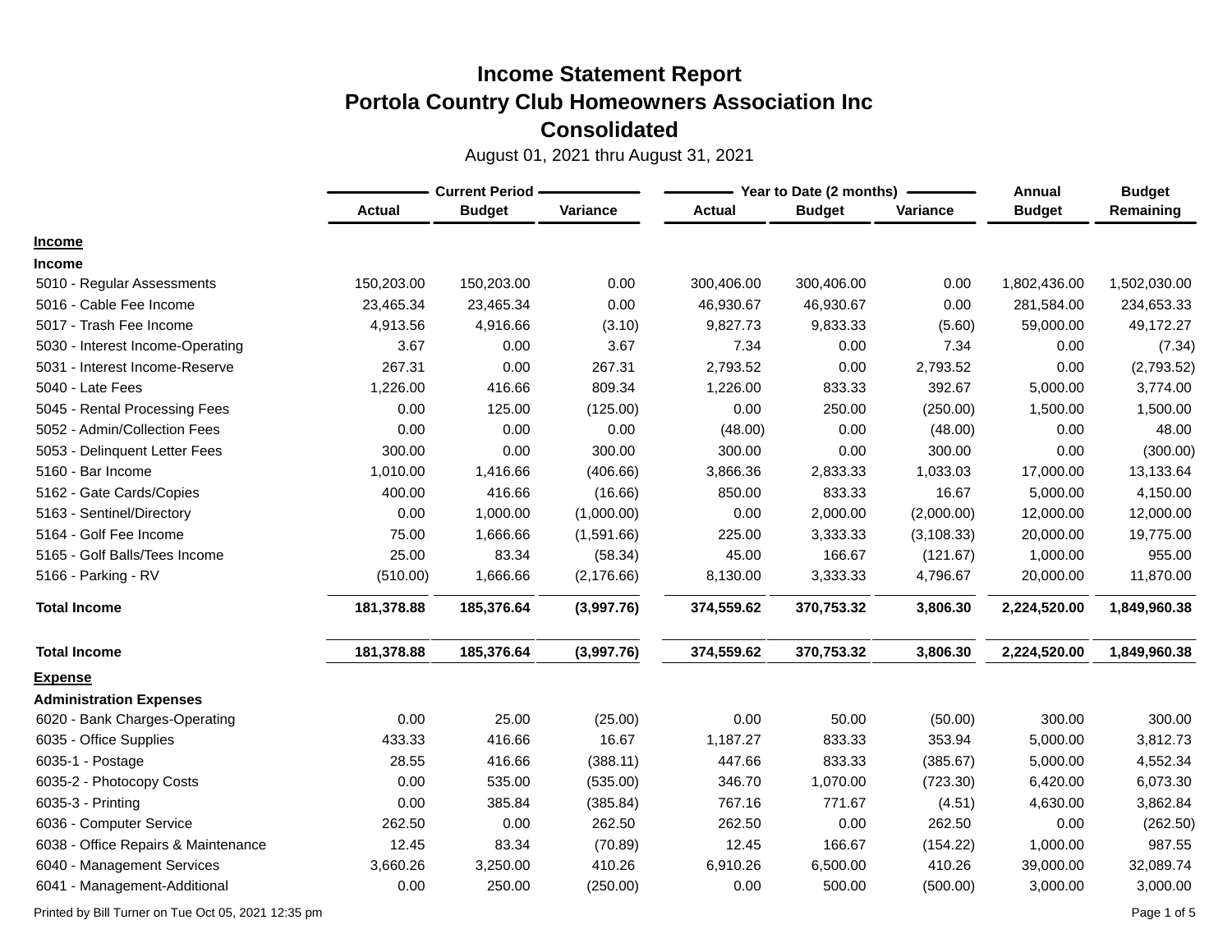# Income Statement Report
## Portola Country Club Homeowners Association Inc
## Consolidated

August 01, 2021 thru August 31, 2021

| | Current Period | | | Year to Date (2 months) | | | Annual | Budget |
|---|---|---|---|---|---|---|---|---|
| | Actual | Budget | Variance | Actual | Budget | Variance | Budget | Remaining |
| **Income** | | | | | | | | |
| **Income** | | | | | | | | |
| 5010 - Regular Assessments | 150,203.00 | 150,203.00 | 0.00 | 300,406.00 | 300,406.00 | 0.00 | 1,802,436.00 | 1,502,030.00 |
| 5016 - Cable Fee Income | 23,465.34 | 23,465.34 | 0.00 | 46,930.67 | 46,930.67 | 0.00 | 281,584.00 | 234,653.33 |
| 5017 - Trash Fee Income | 4,913.56 | 4,916.66 | (3.10) | 9,827.73 | 9,833.33 | (5.60) | 59,000.00 | 49,172.27 |
| 5030 - Interest Income-Operating | 3.67 | 0.00 | 3.67 | 7.34 | 0.00 | 7.34 | 0.00 | (7.34) |
| 5031 - Interest Income-Reserve | 267.31 | 0.00 | 267.31 | 2,793.52 | 0.00 | 2,793.52 | 0.00 | (2,793.52) |
| 5040 - Late Fees | 1,226.00 | 416.66 | 809.34 | 1,226.00 | 833.33 | 392.67 | 5,000.00 | 3,774.00 |
| 5045 - Rental Processing Fees | 0.00 | 125.00 | (125.00) | 0.00 | 250.00 | (250.00) | 1,500.00 | 1,500.00 |
| 5052 - Admin/Collection Fees | 0.00 | 0.00 | 0.00 | (48.00) | 0.00 | (48.00) | 0.00 | 48.00 |
| 5053 - Delinquent Letter Fees | 300.00 | 0.00 | 300.00 | 300.00 | 0.00 | 300.00 | 0.00 | (300.00) |
| 5160 - Bar Income | 1,010.00 | 1,416.66 | (406.66) | 3,866.36 | 2,833.33 | 1,033.03 | 17,000.00 | 13,133.64 |
| 5162 - Gate Cards/Copies | 400.00 | 416.66 | (16.66) | 850.00 | 833.33 | 16.67 | 5,000.00 | 4,150.00 |
| 5163 - Sentinel/Directory | 0.00 | 1,000.00 | (1,000.00) | 0.00 | 2,000.00 | (2,000.00) | 12,000.00 | 12,000.00 |
| 5164 - Golf Fee Income | 75.00 | 1,666.66 | (1,591.66) | 225.00 | 3,333.33 | (3,108.33) | 20,000.00 | 19,775.00 |
| 5165 - Golf Balls/Tees Income | 25.00 | 83.34 | (58.34) | 45.00 | 166.67 | (121.67) | 1,000.00 | 955.00 |
| 5166 - Parking - RV | (510.00) | 1,666.66 | (2,176.66) | 8,130.00 | 3,333.33 | 4,796.67 | 20,000.00 | 11,870.00 |
| **Total Income** | **181,378.88** | **185,376.64** | **(3,997.76)** | **374,559.62** | **370,753.32** | **3,806.30** | **2,224,520.00** | **1,849,960.38** |
| **Total Income** | **181,378.88** | **185,376.64** | **(3,997.76)** | **374,559.62** | **370,753.32** | **3,806.30** | **2,224,520.00** | **1,849,960.38** |
| **Expense** | | | | | | | | |
| **Administration Expenses** | | | | | | | | |
| 6020 - Bank Charges-Operating | 0.00 | 25.00 | (25.00) | 0.00 | 50.00 | (50.00) | 300.00 | 300.00 |
| 6035 - Office Supplies | 433.33 | 416.66 | 16.67 | 1,187.27 | 833.33 | 353.94 | 5,000.00 | 3,812.73 |
| 6035-1 - Postage | 28.55 | 416.66 | (388.11) | 447.66 | 833.33 | (385.67) | 5,000.00 | 4,552.34 |
| 6035-2 - Photocopy Costs | 0.00 | 535.00 | (535.00) | 346.70 | 1,070.00 | (723.30) | 6,420.00 | 6,073.30 |
| 6035-3 - Printing | 0.00 | 385.84 | (385.84) | 767.16 | 771.67 | (4.51) | 4,630.00 | 3,862.84 |
| 6036 - Computer Service | 262.50 | 0.00 | 262.50 | 262.50 | 0.00 | 262.50 | 0.00 | (262.50) |
| 6038 - Office Repairs & Maintenance | 12.45 | 83.34 | (70.89) | 12.45 | 166.67 | (154.22) | 1,000.00 | 987.55 |
| 6040 - Management Services | 3,660.26 | 3,250.00 | 410.26 | 6,910.26 | 6,500.00 | 410.26 | 39,000.00 | 32,089.74 |
| 6041 - Management-Additional | 0.00 | 250.00 | (250.00) | 0.00 | 500.00 | (500.00) | 3,000.00 | 3,000.00 |

Printed by Bill Turner on Tue Oct 05, 2021 12:35 pm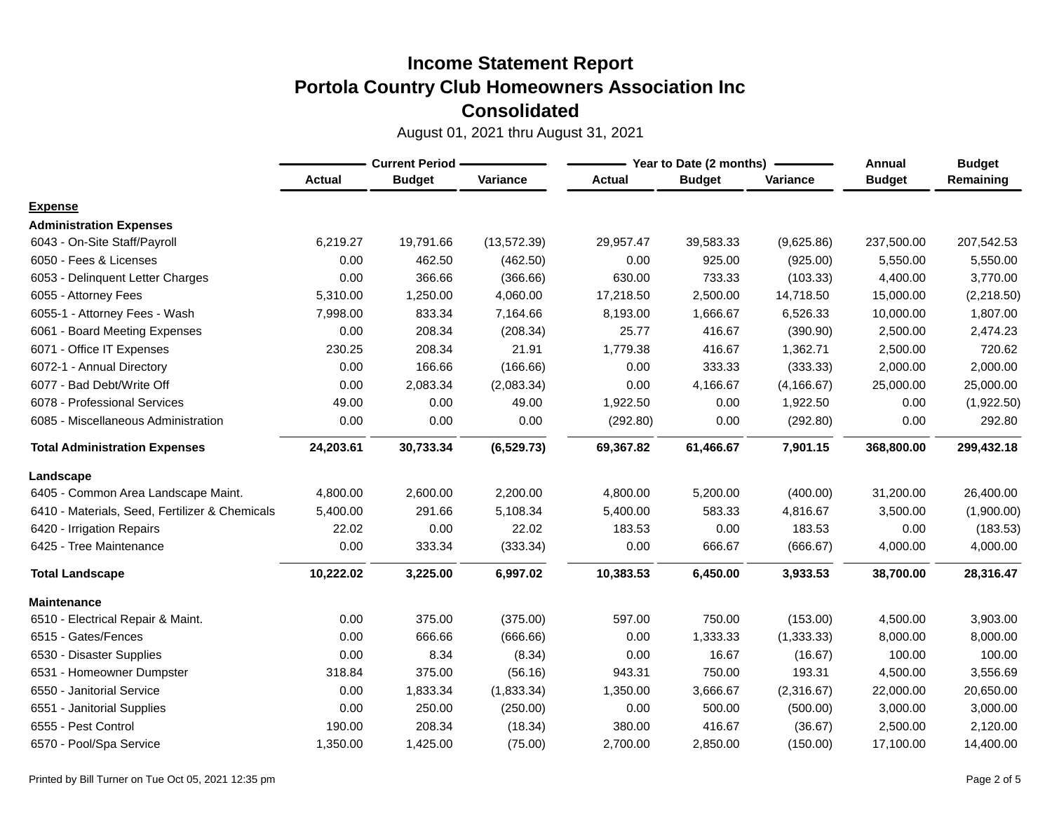# Income Statement Report
## Portola Country Club Homeowners Association Inc
## Consolidated

August 01, 2021 thru August 31, 2021

| | Current Period | | | Year to Date (2 months) | | | Annual | Budget |
|---|---|---|---|---|---|---|---|---|
| | Actual | Budget | Variance | Actual | Budget | Variance | Budget | Remaining |
| **Expense** | | | | | | | | |
| **Administration Expenses** | | | | | | | | |
| 6043 - On-Site Staff/Payroll | 6,219.27 | 19,791.66 | (13,572.39) | 29,957.47 | 39,583.33 | (9,625.86) | 237,500.00 | 207,542.53 |
| 6050 - Fees & Licenses | 0.00 | 462.50 | (462.50) | 0.00 | 925.00 | (925.00) | 5,550.00 | 5,550.00 |
| 6053 - Delinquent Letter Charges | 0.00 | 366.66 | (366.66) | 630.00 | 733.33 | (103.33) | 4,400.00 | 3,770.00 |
| 6055 - Attorney Fees | 5,310.00 | 1,250.00 | 4,060.00 | 17,218.50 | 2,500.00 | 14,718.50 | 15,000.00 | (2,218.50) |
| 6055-1 - Attorney Fees - Wash | 7,998.00 | 833.34 | 7,164.66 | 8,193.00 | 1,666.67 | 6,526.33 | 10,000.00 | 1,807.00 |
| 6061 - Board Meeting Expenses | 0.00 | 208.34 | (208.34) | 25.77 | 416.67 | (390.90) | 2,500.00 | 2,474.23 |
| 6071 - Office IT Expenses | 230.25 | 208.34 | 21.91 | 1,779.38 | 416.67 | 1,362.71 | 2,500.00 | 720.62 |
| 6072-1 - Annual Directory | 0.00 | 166.66 | (166.66) | 0.00 | 333.33 | (333.33) | 2,000.00 | 2,000.00 |
| 6077 - Bad Debt/Write Off | 0.00 | 2,083.34 | (2,083.34) | 0.00 | 4,166.67 | (4,166.67) | 25,000.00 | 25,000.00 |
| 6078 - Professional Services | 49.00 | 0.00 | 49.00 | 1,922.50 | 0.00 | 1,922.50 | 0.00 | (1,922.50) |
| 6085 - Miscellaneous Administration | 0.00 | 0.00 | 0.00 | (292.80) | 0.00 | (292.80) | 0.00 | 292.80 |
| **Total Administration Expenses** | **24,203.61** | **30,733.34** | **(6,529.73)** | **69,367.82** | **61,466.67** | **7,901.15** | **368,800.00** | **299,432.18** |
| **Landscape** | | | | | | | | |
| 6405 - Common Area Landscape Maint. | 4,800.00 | 2,600.00 | 2,200.00 | 4,800.00 | 5,200.00 | (400.00) | 31,200.00 | 26,400.00 |
| 6410 - Materials, Seed, Fertilizer & Chemicals | 5,400.00 | 291.66 | 5,108.34 | 5,400.00 | 583.33 | 4,816.67 | 3,500.00 | (1,900.00) |
| 6420 - Irrigation Repairs | 22.02 | 0.00 | 22.02 | 183.53 | 0.00 | 183.53 | 0.00 | (183.53) |
| 6425 - Tree Maintenance | 0.00 | 333.34 | (333.34) | 0.00 | 666.67 | (666.67) | 4,000.00 | 4,000.00 |
| **Total Landscape** | **10,222.02** | **3,225.00** | **6,997.02** | **10,383.53** | **6,450.00** | **3,933.53** | **38,700.00** | **28,316.47** |
| **Maintenance** | | | | | | | | |
| 6510 - Electrical Repair & Maint. | 0.00 | 375.00 | (375.00) | 597.00 | 750.00 | (153.00) | 4,500.00 | 3,903.00 |
| 6515 - Gates/Fences | 0.00 | 666.66 | (666.66) | 0.00 | 1,333.33 | (1,333.33) | 8,000.00 | 8,000.00 |
| 6530 - Disaster Supplies | 0.00 | 8.34 | (8.34) | 0.00 | 16.67 | (16.67) | 100.00 | 100.00 |
| 6531 - Homeowner Dumpster | 318.84 | 375.00 | (56.16) | 943.31 | 750.00 | 193.31 | 4,500.00 | 3,556.69 |
| 6550 - Janitorial Service | 0.00 | 1,833.34 | (1,833.34) | 1,350.00 | 3,666.67 | (2,316.67) | 22,000.00 | 20,650.00 |
| 6551 - Janitorial Supplies | 0.00 | 250.00 | (250.00) | 0.00 | 500.00 | (500.00) | 3,000.00 | 3,000.00 |
| 6555 - Pest Control | 190.00 | 208.34 | (18.34) | 380.00 | 416.67 | (36.67) | 2,500.00 | 2,120.00 |
| 6570 - Pool/Spa Service | 1,350.00 | 1,425.00 | (75.00) | 2,700.00 | 2,850.00 | (150.00) | 17,100.00 | 14,400.00 |

Printed by Bill Turner on Tue Oct 05, 2021 12:35 pm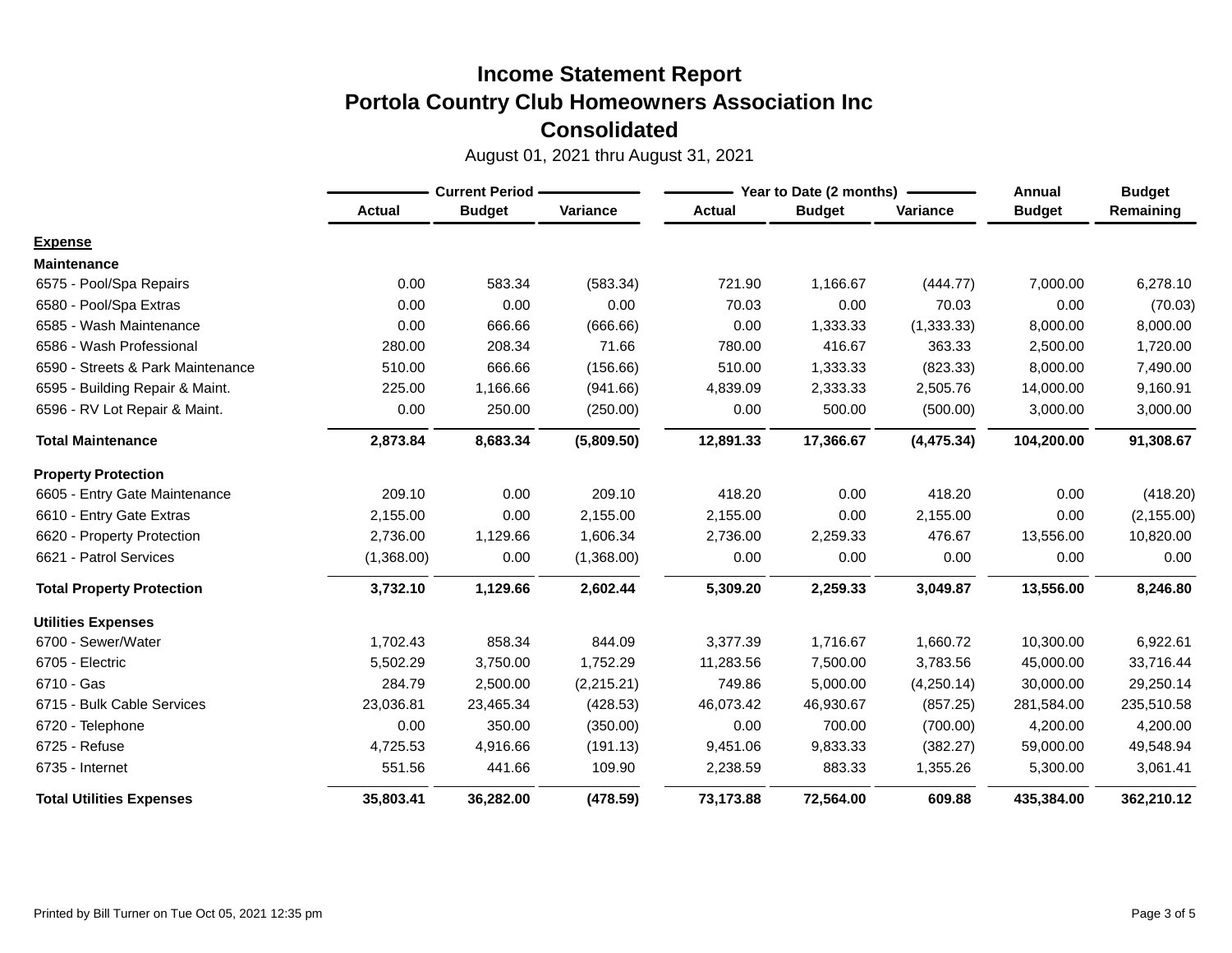# Income Statement Report
# Portola Country Club Homeowners Association Inc
# Consolidated

August 01, 2021 thru August 31, 2021

| | Current Period | | | Year to Date (2 months) | | | Annual | Budget |
|---|---|---|---|---|---|---|---|---|
| | Actual | Budget | Variance | Actual | Budget | Variance | Budget | Remaining |
| **Expense** | | | | | | | | |
| **Maintenance** | | | | | | | | |
| 6575 - Pool/Spa Repairs | 0.00 | 583.34 | (583.34) | 721.90 | 1,166.67 | (444.77) | 7,000.00 | 6,278.10 |
| 6580 - Pool/Spa Extras | 0.00 | 0.00 | 0.00 | 70.03 | 0.00 | 70.03 | 0.00 | (70.03) |
| 6585 - Wash Maintenance | 0.00 | 666.66 | (666.66) | 0.00 | 1,333.33 | (1,333.33) | 8,000.00 | 8,000.00 |
| 6586 - Wash Professional | 280.00 | 208.34 | 71.66 | 780.00 | 416.67 | 363.33 | 2,500.00 | 1,720.00 |
| 6590 - Streets & Park Maintenance | 510.00 | 666.66 | (156.66) | 510.00 | 1,333.33 | (823.33) | 8,000.00 | 7,490.00 |
| 6595 - Building Repair & Maint. | 225.00 | 1,166.66 | (941.66) | 4,839.09 | 2,333.33 | 2,505.76 | 14,000.00 | 9,160.91 |
| 6596 - RV Lot Repair & Maint. | 0.00 | 250.00 | (250.00) | 0.00 | 500.00 | (500.00) | 3,000.00 | 3,000.00 |
| **Total Maintenance** | **2,873.84** | **8,683.34** | **(5,809.50)** | **12,891.33** | **17,366.67** | **(4,475.34)** | **104,200.00** | **91,308.67** |
| **Property Protection** | | | | | | | | |
| 6605 - Entry Gate Maintenance | 209.10 | 0.00 | 209.10 | 418.20 | 0.00 | 418.20 | 0.00 | (418.20) |
| 6610 - Entry Gate Extras | 2,155.00 | 0.00 | 2,155.00 | 2,155.00 | 0.00 | 2,155.00 | 0.00 | (2,155.00) |
| 6620 - Property Protection | 2,736.00 | 1,129.66 | 1,606.34 | 2,736.00 | 2,259.33 | 476.67 | 13,556.00 | 10,820.00 |
| 6621 - Patrol Services | (1,368.00) | 0.00 | (1,368.00) | 0.00 | 0.00 | 0.00 | 0.00 | 0.00 |
| **Total Property Protection** | **3,732.10** | **1,129.66** | **2,602.44** | **5,309.20** | **2,259.33** | **3,049.87** | **13,556.00** | **8,246.80** |
| **Utilities Expenses** | | | | | | | | |
| 6700 - Sewer/Water | 1,702.43 | 858.34 | 844.09 | 3,377.39 | 1,716.67 | 1,660.72 | 10,300.00 | 6,922.61 |
| 6705 - Electric | 5,502.29 | 3,750.00 | 1,752.29 | 11,283.56 | 7,500.00 | 3,783.56 | 45,000.00 | 33,716.44 |
| 6710 - Gas | 284.79 | 2,500.00 | (2,215.21) | 749.86 | 5,000.00 | (4,250.14) | 30,000.00 | 29,250.14 |
| 6715 - Bulk Cable Services | 23,036.81 | 23,465.34 | (428.53) | 46,073.42 | 46,930.67 | (857.25) | 281,584.00 | 235,510.58 |
| 6720 - Telephone | 0.00 | 350.00 | (350.00) | 0.00 | 700.00 | (700.00) | 4,200.00 | 4,200.00 |
| 6725 - Refuse | 4,725.53 | 4,916.66 | (191.13) | 9,451.06 | 9,833.33 | (382.27) | 59,000.00 | 49,548.94 |
| 6735 - Internet | 551.56 | 441.66 | 109.90 | 2,238.59 | 883.33 | 1,355.26 | 5,300.00 | 3,061.41 |
| **Total Utilities Expenses** | **35,803.41** | **36,282.00** | **(478.59)** | **73,173.88** | **72,564.00** | **609.88** | **435,384.00** | **362,210.12** |

Printed by Bill Turner on Tue Oct 05, 2021 12:35 pm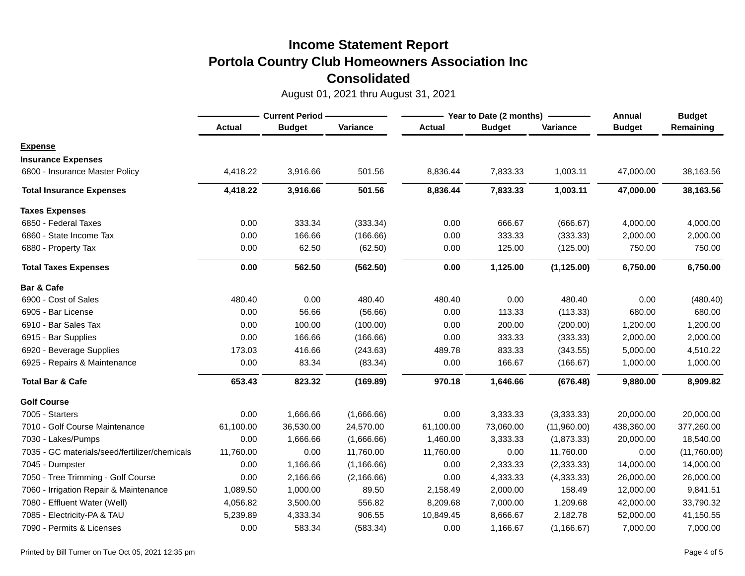# Income Statement Report
# Portola Country Club Homeowners Association Inc
# Consolidated

August 01, 2021 thru August 31, 2021

| | Current Period | | | Year to Date (2 months) | | | Annual | Budget |
|---|---|---|---|---|---|---|---|---|
| | Actual | Budget | Variance | Actual | Budget | Variance | Budget | Remaining |
| **Expense** | | | | | | | | |
| **Insurance Expenses** | | | | | | | | |
| 6800 - Insurance Master Policy | 4,418.22 | 3,916.66 | 501.56 | 8,836.44 | 7,833.33 | 1,003.11 | 47,000.00 | 38,163.56 |
| **Total Insurance Expenses** | **4,418.22** | **3,916.66** | **501.56** | **8,836.44** | **7,833.33** | **1,003.11** | **47,000.00** | **38,163.56** |
| **Taxes Expenses** | | | | | | | | |
| 6850 - Federal Taxes | 0.00 | 333.34 | (333.34) | 0.00 | 666.67 | (666.67) | 4,000.00 | 4,000.00 |
| 6860 - State Income Tax | 0.00 | 166.66 | (166.66) | 0.00 | 333.33 | (333.33) | 2,000.00 | 2,000.00 |
| 6880 - Property Tax | 0.00 | 62.50 | (62.50) | 0.00 | 125.00 | (125.00) | 750.00 | 750.00 |
| **Total Taxes Expenses** | **0.00** | **562.50** | **(562.50)** | **0.00** | **1,125.00** | **(1,125.00)** | **6,750.00** | **6,750.00** |
| **Bar & Cafe** | | | | | | | | |
| 6900 - Cost of Sales | 480.40 | 0.00 | 480.40 | 480.40 | 0.00 | 480.40 | 0.00 | (480.40) |
| 6905 - Bar License | 0.00 | 56.66 | (56.66) | 0.00 | 113.33 | (113.33) | 680.00 | 680.00 |
| 6910 - Bar Sales Tax | 0.00 | 100.00 | (100.00) | 0.00 | 200.00 | (200.00) | 1,200.00 | 1,200.00 |
| 6915 - Bar Supplies | 0.00 | 166.66 | (166.66) | 0.00 | 333.33 | (333.33) | 2,000.00 | 2,000.00 |
| 6920 - Beverage Supplies | 173.03 | 416.66 | (243.63) | 489.78 | 833.33 | (343.55) | 5,000.00 | 4,510.22 |
| 6925 - Repairs & Maintenance | 0.00 | 83.34 | (83.34) | 0.00 | 166.67 | (166.67) | 1,000.00 | 1,000.00 |
| **Total Bar & Cafe** | **653.43** | **823.32** | **(169.89)** | **970.18** | **1,646.66** | **(676.48)** | **9,880.00** | **8,909.82** |
| **Golf Course** | | | | | | | | |
| 7005 - Starters | 0.00 | 1,666.66 | (1,666.66) | 0.00 | 3,333.33 | (3,333.33) | 20,000.00 | 20,000.00 |
| 7010 - Golf Course Maintenance | 61,100.00 | 36,530.00 | 24,570.00 | 61,100.00 | 73,060.00 | (11,960.00) | 438,360.00 | 377,260.00 |
| 7030 - Lakes/Pumps | 0.00 | 1,666.66 | (1,666.66) | 1,460.00 | 3,333.33 | (1,873.33) | 20,000.00 | 18,540.00 |
| 7035 - GC materials/seed/fertilizer/chemicals | 11,760.00 | 0.00 | 11,760.00 | 11,760.00 | 0.00 | 11,760.00 | 0.00 | (11,760.00) |
| 7045 - Dumpster | 0.00 | 1,166.66 | (1,166.66) | 0.00 | 2,333.33 | (2,333.33) | 14,000.00 | 14,000.00 |
| 7050 - Tree Trimming - Golf Course | 0.00 | 2,166.66 | (2,166.66) | 0.00 | 4,333.33 | (4,333.33) | 26,000.00 | 26,000.00 |
| 7060 - Irrigation Repair & Maintenance | 1,089.50 | 1,000.00 | 89.50 | 2,158.49 | 2,000.00 | 158.49 | 12,000.00 | 9,841.51 |
| 7080 - Effluent Water (Well) | 4,056.82 | 3,500.00 | 556.82 | 8,209.68 | 7,000.00 | 1,209.68 | 42,000.00 | 33,790.32 |
| 7085 - Electricity-PA & TAU | 5,239.89 | 4,333.34 | 906.55 | 10,849.45 | 8,666.67 | 2,182.78 | 52,000.00 | 41,150.55 |
| 7090 - Permits & Licenses | 0.00 | 583.34 | (583.34) | 0.00 | 1,166.67 | (1,166.67) | 7,000.00 | 7,000.00 |

Printed by Bill Turner on Tue Oct 05, 2021 12:35 pm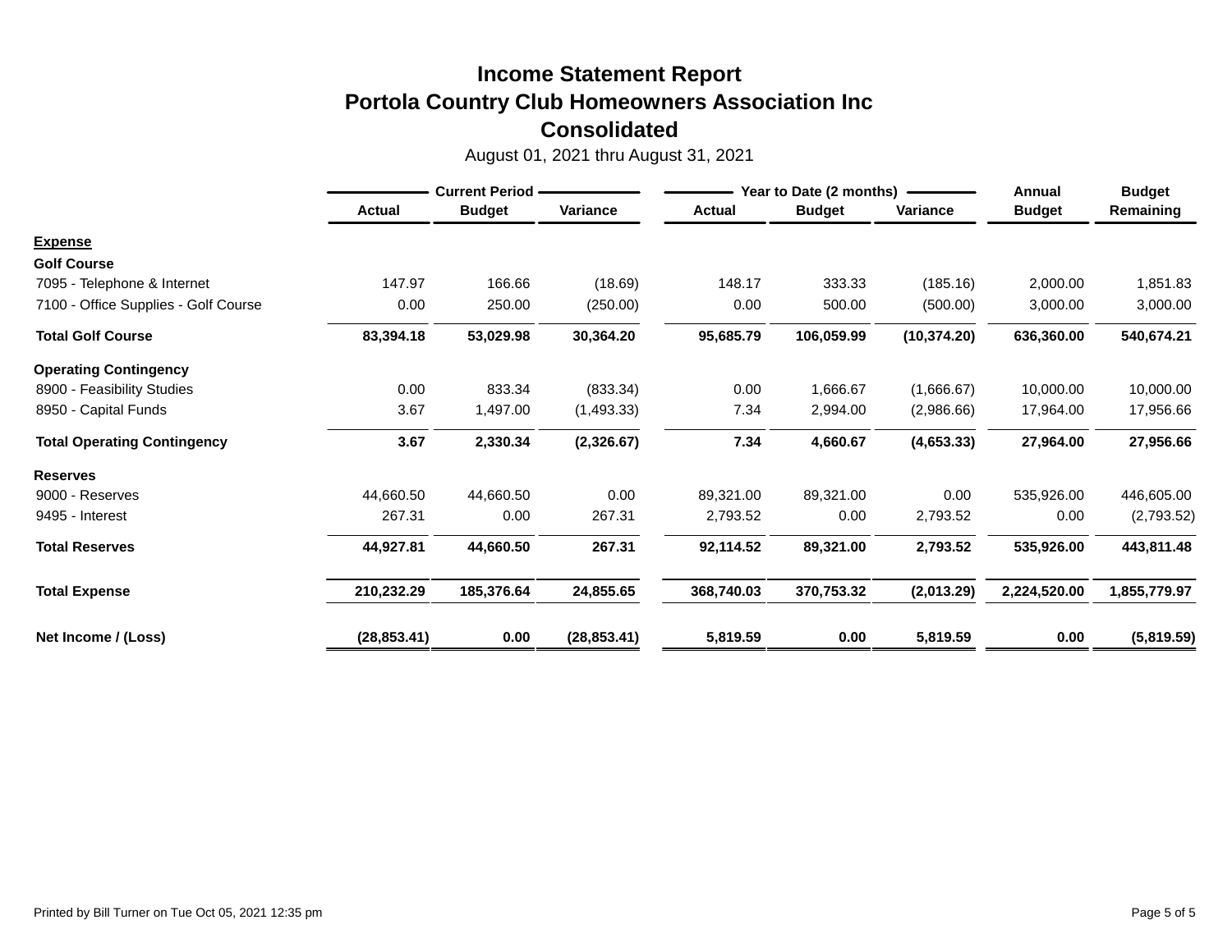# Income Statement Report
## Portola Country Club Homeowners Association Inc
## Consolidated

August 01, 2021 thru August 31, 2021

| | Current Period | | | Year to Date (2 months) | | | Annual | Budget |
|---|---|---|---|---|---|---|---|---|
| | Actual | Budget | Variance | Actual | Budget | Variance | Budget | Remaining |
| **Expense** | | | | | | | | |
| **Golf Course** | | | | | | | | |
| 7095 - Telephone & Internet | 147.97 | 166.66 | (18.69) | 148.17 | 333.33 | (185.16) | 2,000.00 | 1,851.83 |
| 7100 - Office Supplies - Golf Course | 0.00 | 250.00 | (250.00) | 0.00 | 500.00 | (500.00) | 3,000.00 | 3,000.00 |
| **Total Golf Course** | **83,394.18** | **53,029.98** | **30,364.20** | **95,685.79** | **106,059.99** | **(10,374.20)** | **636,360.00** | **540,674.21** |
| **Operating Contingency** | | | | | | | | |
| 8900 - Feasibility Studies | 0.00 | 833.34 | (833.34) | 0.00 | 1,666.67 | (1,666.67) | 10,000.00 | 10,000.00 |
| 8950 - Capital Funds | 3.67 | 1,497.00 | (1,493.33) | 7.34 | 2,994.00 | (2,986.66) | 17,964.00 | 17,956.66 |
| **Total Operating Contingency** | **3.67** | **2,330.34** | **(2,326.67)** | **7.34** | **4,660.67** | **(4,653.33)** | **27,964.00** | **27,956.66** |
| **Reserves** | | | | | | | | |
| 9000 - Reserves | 44,660.50 | 44,660.50 | 0.00 | 89,321.00 | 89,321.00 | 0.00 | 535,926.00 | 446,605.00 |
| 9495 - Interest | 267.31 | 0.00 | 267.31 | 2,793.52 | 0.00 | 2,793.52 | 0.00 | (2,793.52) |
| **Total Reserves** | **44,927.81** | **44,660.50** | **267.31** | **92,114.52** | **89,321.00** | **2,793.52** | **535,926.00** | **443,811.48** |
| **Total Expense** | **210,232.29** | **185,376.64** | **24,855.65** | **368,740.03** | **370,753.32** | **(2,013.29)** | **2,224,520.00** | **1,855,779.97** |
| **Net Income / (Loss)** | **(28,853.41)** | **0.00** | **(28,853.41)** | **5,819.59** | **0.00** | **5,819.59** | **0.00** | **(5,819.59)** |

Printed by Bill Turner on Tue Oct 05, 2021 12:35 pm